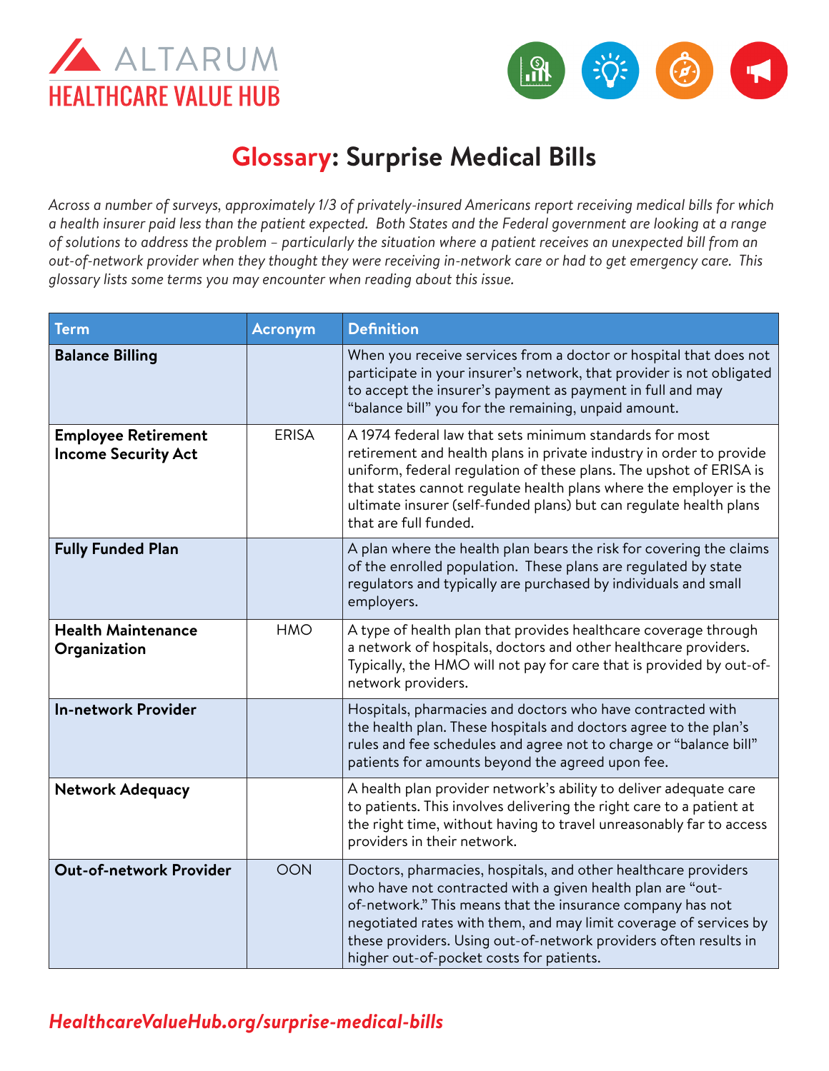ALTARUM
HEALTHCARE VALUE HUB

# Glossary: Surprise Medical Bills

*Across a number of surveys, approximately 1/3 of privately-insured Americans report receiving medical bills for which a health insurer paid less than the patient expected. Both States and the Federal government are looking at a range of solutions to address the problem – particularly the situation where a patient receives an unexpected bill from an out-of-network provider when they thought they were receiving in-network care or had to get emergency care. This glossary lists some terms you may encounter when reading about this issue.*

| Term | Acronym | Definition |
|---|---|---|
| **Balance Billing** | | When you receive services from a doctor or hospital that does not participate in your insurer's network, that provider is not obligated to accept the insurer's payment as payment in full and may "balance bill" you for the remaining, unpaid amount. |
| **Employee Retirement Income Security Act** | ERISA | A 1974 federal law that sets minimum standards for most retirement and health plans in private industry in order to provide uniform, federal regulation of these plans. The upshot of ERISA is that states cannot regulate health plans where the employer is the ultimate insurer (self-funded plans) but can regulate health plans that are full funded. |
| **Fully Funded Plan** | | A plan where the health plan bears the risk for covering the claims of the enrolled population. These plans are regulated by state regulators and typically are purchased by individuals and small employers. |
| **Health Maintenance Organization** | HMO | A type of health plan that provides healthcare coverage through a network of hospitals, doctors and other healthcare providers. Typically, the HMO will not pay for care that is provided by out-of-network providers. |
| **In-network Provider** | | Hospitals, pharmacies and doctors who have contracted with the health plan. These hospitals and doctors agree to the plan's rules and fee schedules and agree not to charge or "balance bill" patients for amounts beyond the agreed upon fee. |
| **Network Adequacy** | | A health plan provider network's ability to deliver adequate care to patients. This involves delivering the right care to a patient at the right time, without having to travel unreasonably far to access providers in their network. |
| **Out-of-network Provider** | OON | Doctors, pharmacies, hospitals, and other healthcare providers who have not contracted with a given health plan are "out-of-network." This means that the insurance company has not negotiated rates with them, and may limit coverage of services by these providers. Using out-of-network providers often results in higher out-of-pocket costs for patients. |

*HealthcareValueHub.org/surprise-medical-bills*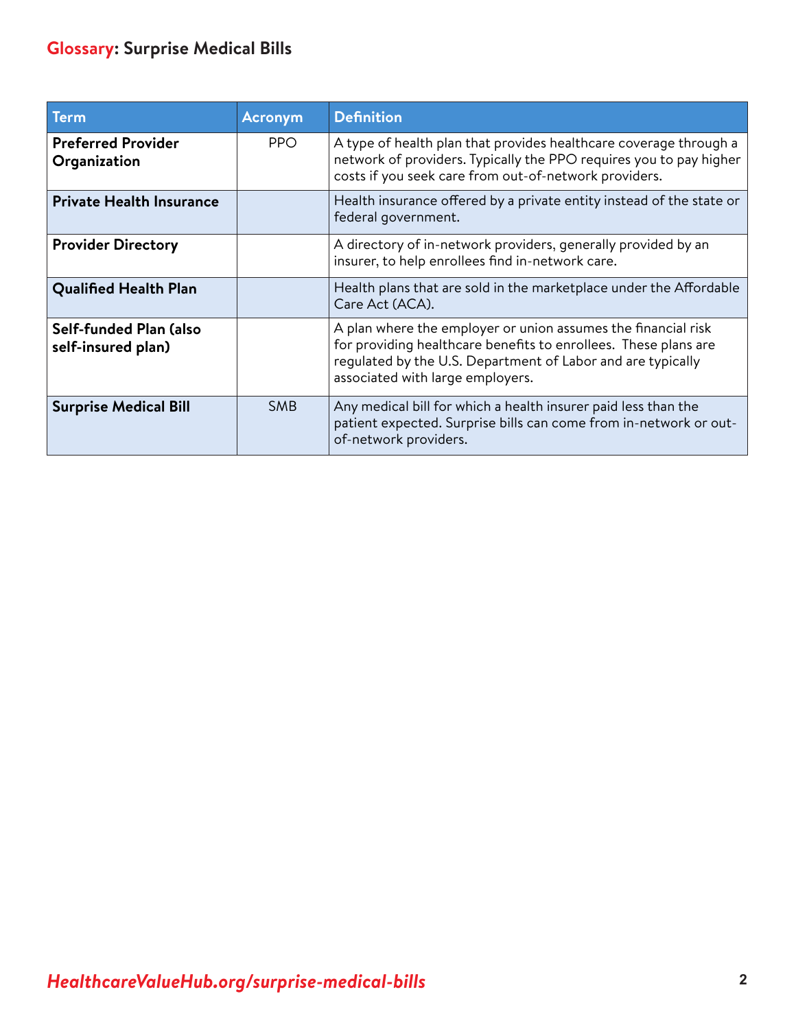## Glossary: Surprise Medical Bills

| Term | Acronym | Definition |
|---|---|---|
| **Preferred Provider Organization** | PPO | A type of health plan that provides healthcare coverage through a network of providers. Typically the PPO requires you to pay higher costs if you seek care from out-of-network providers. |
| **Private Health Insurance** | | Health insurance offered by a private entity instead of the state or federal government. |
| **Provider Directory** | | A directory of in-network providers, generally provided by an insurer, to help enrollees find in-network care. |
| **Qualified Health Plan** | | Health plans that are sold in the marketplace under the Affordable Care Act (ACA). |
| **Self-funded Plan (also self-insured plan)** | | A plan where the employer or union assumes the financial risk for providing healthcare benefits to enrollees. These plans are regulated by the U.S. Department of Labor and are typically associated with large employers. |
| **Surprise Medical Bill** | SMB | Any medical bill for which a health insurer paid less than the patient expected. Surprise bills can come from in-network or out-of-network providers. |

*HealthcareValueHub.org/surprise-medical-bills*